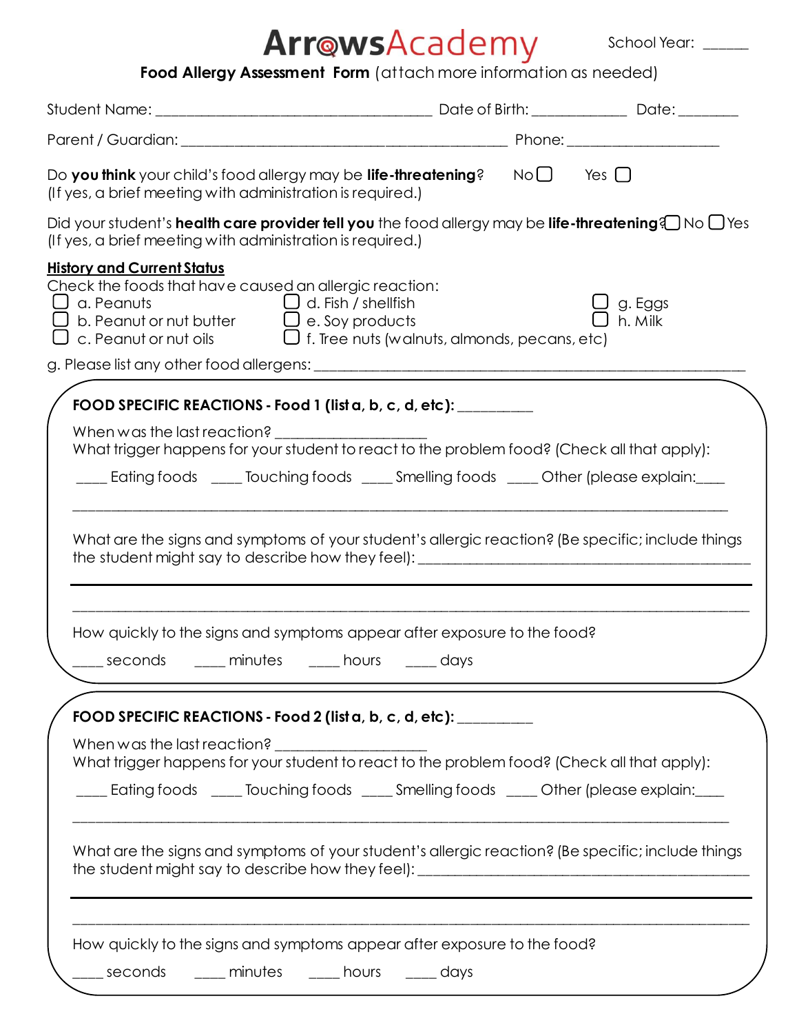# ArrowsAcademy

School Year: ______

**Food Allergy Assessment Form** (attach more information as needed)

Student Name: ___________________________________ Date of Birth: ____________ Date: ________

Parent / Guardian: __________________________________________ Phone: ___________________

Do **you think** your child's food allergy may be **life-threatening**? No ☐ Yes ☐
(If yes, a brief meeting with administration is required.)

Did your student's **health care provider tell you** the food allergy may be **life-threatening**? ☐ No ☐ Yes
(If yes, a brief meeting with administration is required.)

**History and Current Status**

Check the foods that have caused an allergic reaction:

- ☐ a. Peanuts
- ☐ b. Peanut or nut butter
- ☐ c. Peanut or nut oils
- ☐ d. Fish / shellfish
- ☐ e. Soy products
- ☐ f. Tree nuts (walnuts, almonds, pecans, etc)
- ☐ g. Eggs
- ☐ h. Milk

g. Please list any other food allergens: ____________________________________________________________

**FOOD SPECIFIC REACTIONS - Food 1 (list a, b, c, d, etc):** __________

When was the last reaction? ____________________
What trigger happens for your student to react to the problem food? (Check all that apply):

____ Eating foods ____ Touching foods ____ Smelling foods ____ Other (please explain:____

____________________________________________________________________________________

What are the signs and symptoms of your student's allergic reaction? (Be specific; include things the student might say to describe how they feel): ___________________________________________

____________________________________________________________________________________

____________________________________________________________________________________

How quickly to the signs and symptoms appear after exposure to the food?

____ seconds ____ minutes ____ hours ____ days

**FOOD SPECIFIC REACTIONS - Food 2 (list a, b, c, d, etc):** __________

When was the last reaction? ____________________
What trigger happens for your student to react to the problem food? (Check all that apply):

____ Eating foods ____ Touching foods ____ Smelling foods ____ Other (please explain:____

____________________________________________________________________________________

What are the signs and symptoms of your student's allergic reaction? (Be specific; include things the student might say to describe how they feel): ___________________________________________

____________________________________________________________________________________

____________________________________________________________________________________

How quickly to the signs and symptoms appear after exposure to the food?

____ seconds ____ minutes ____ hours ____ days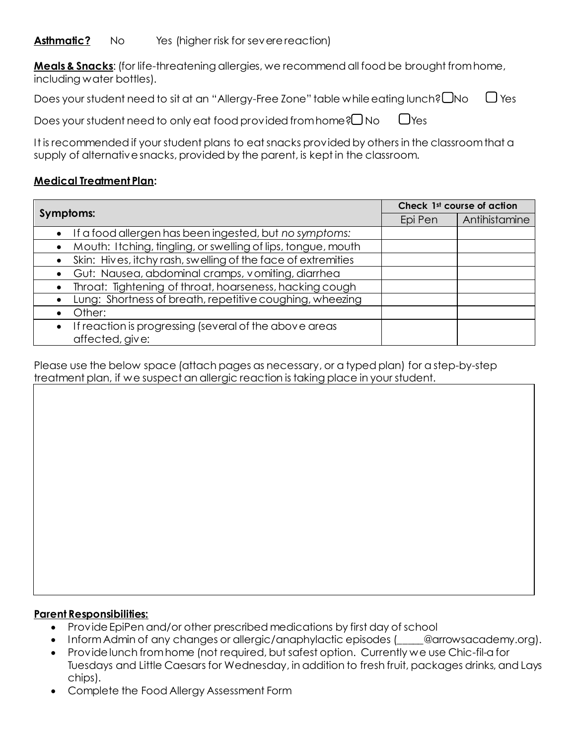**Asthmatic?** No Yes (higher risk for severe reaction)

**Meals & Snacks**: (for life-threatening allergies, we recommend all food be brought from home, including water bottles).

Does your student need to sit at an "Allergy-Free Zone" table while eating lunch? ☐ No ☐ Yes

Does your student need to only eat food provided from home? ☐ No ☐ Yes

It is recommended if your student plans to eat snacks provided by others in the classroom that a supply of alternative snacks, provided by the parent, is kept in the classroom.

**Medical Treatment Plan:**

| Symptoms: | Check 1st course of action | |
|---|---|---|
| | Epi Pen | Antihistamine |
| • If a food allergen has been ingested, but *no symptoms:* | | |
| • Mouth: Itching, tingling, or swelling of lips, tongue, mouth | | |
| • Skin: Hives, itchy rash, swelling of the face of extremities | | |
| • Gut: Nausea, abdominal cramps, vomiting, diarrhea | | |
| • Throat: Tightening of throat, hoarseness, hacking cough | | |
| • Lung: Shortness of breath, repetitive coughing, wheezing | | |
| • Other: | | |
| • If reaction is progressing (several of the above areas affected, give: | | |

Please use the below space (attach pages as necessary, or a typed plan) for a step-by-step treatment plan, if we suspect an allergic reaction is taking place in your student.

**Parent Responsibilities:**

- Provide EpiPen and/or other prescribed medications by first day of school
- Inform Admin of any changes or allergic/anaphylactic episodes (_____@arrowsacademy.org).
- Provide lunch from home (not required, but safest option. Currently we use Chic-fil-a for Tuesdays and Little Caesars for Wednesday, in addition to fresh fruit, packages drinks, and Lays chips).
- Complete the Food Allergy Assessment Form